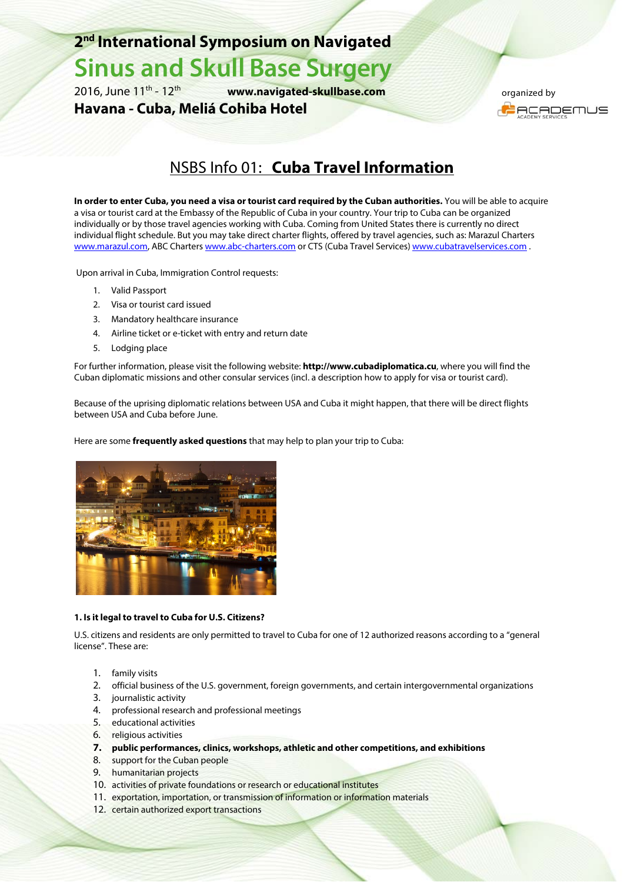# 2nd International Symposium on Navigated Sinus and Skull Base Surgery

2016, June 11th - 12th **www.navigated-skullbase.com**

**Havana - Cuba, Meliá Cohiba Hotel**

organized by ACADEMUS ACADEMY SERVICES

## NSBS Info 01: **Cuba Travel Information**

**In order to enter Cuba, you need a visa or tourist card required by the Cuban authorities.** You will be able to acquire a visa or tourist card at the Embassy of the Republic of Cuba in your country. Your trip to Cuba can be organized individually or by those travel agencies working with Cuba. Coming from United States there is currently no direct individual flight schedule. But you may take direct charter flights, offered by travel agencies, such as: Marazul Charters www.marazul.com, ABC Charters www.abc-charters.com or CTS (Cuba Travel Services) www.cubatravelservices.com .

Upon arrival in Cuba, Immigration Control requests:

1. Valid Passport
2. Visa or tourist card issued
3. Mandatory healthcare insurance
4. Airline ticket or e-ticket with entry and return date
5. Lodging place

For further information, please visit the following website: **http://www.cubadiplomatica.cu**, where you will find the Cuban diplomatic missions and other consular services (incl. a description how to apply for visa or tourist card).

Because of the uprising diplomatic relations between USA and Cuba it might happen, that there will be direct flights between USA and Cuba before June.

Here are some **frequently asked questions** that may help to plan your trip to Cuba:

#### 1. Is it legal to travel to Cuba for U.S. Citizens?

U.S. citizens and residents are only permitted to travel to Cuba for one of 12 authorized reasons according to a "general license". These are:

1. family visits
2. official business of the U.S. government, foreign governments, and certain intergovernmental organizations
3. journalistic activity
4. professional research and professional meetings
5. educational activities
6. religious activities
7. **public performances, clinics, workshops, athletic and other competitions, and exhibitions**
8. support for the Cuban people
9. humanitarian projects
10. activities of private foundations or research or educational institutes
11. exportation, importation, or transmission of information or information materials
12. certain authorized export transactions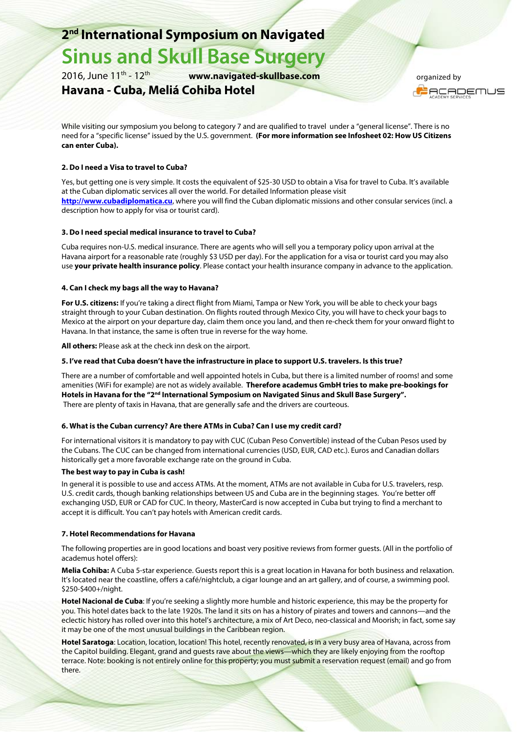While visiting our symposium you belong to category 7 and are qualified to travel under a "general license". There is no need for a "specific license" issued by the U.S. government. **(For more information see Infosheet 02: How US Citizens can enter Cuba).**

#### 2. Do I need a Visa to travel to Cuba?

Yes, but getting one is very simple. It costs the equivalent of $25-30 USD to obtain a Visa for travel to Cuba. It's available at the Cuban diplomatic services all over the world. For detailed Information please visit **http://www.cubadiplomatica.cu**, where you will find the Cuban diplomatic missions and other consular services (incl. a description how to apply for visa or tourist card).

#### 3. Do I need special medical insurance to travel to Cuba?

Cuba requires non-U.S. medical insurance. There are agents who will sell you a temporary policy upon arrival at the Havana airport for a reasonable rate (roughly $3 USD per day). For the application for a visa or tourist card you may also use **your private health insurance policy**. Please contact your health insurance company in advance to the application.

#### 4. Can I check my bags all the way to Havana?

**For U.S. citizens:** If you're taking a direct flight from Miami, Tampa or New York, you will be able to check your bags straight through to your Cuban destination. On flights routed through Mexico City, you will have to check your bags to Mexico at the airport on your departure day, claim them once you land, and then re-check them for your onward flight to Havana. In that instance, the same is often true in reverse for the way home.

**All others:** Please ask at the check inn desk on the airport.

#### 5. I've read that Cuba doesn't have the infrastructure in place to support U.S. travelers. Is this true?

There are a number of comfortable and well appointed hotels in Cuba, but there is a limited number of rooms! and some amenities (WiFi for example) are not as widely available. **Therefore academus GmbH tries to make pre-bookings for Hotels in Havana for the "2nd International Symposium on Navigated Sinus and Skull Base Surgery".**
There are plenty of taxis in Havana, that are generally safe and the drivers are courteous.

#### 6. What is the Cuban currency? Are there ATMs in Cuba? Can I use my credit card?

For international visitors it is mandatory to pay with CUC (Cuban Peso Convertible) instead of the Cuban Pesos used by the Cubans. The CUC can be changed from international currencies (USD, EUR, CAD etc.). Euros and Canadian dollars historically get a more favorable exchange rate on the ground in Cuba.

**The best way to pay in Cuba is cash!**

In general it is possible to use and access ATMs. At the moment, ATMs are not available in Cuba for U.S. travelers, resp. U.S. credit cards, though banking relationships between US and Cuba are in the beginning stages. You're better off exchanging USD, EUR or CAD for CUC. In theory, MasterCard is now accepted in Cuba but trying to find a merchant to accept it is difficult. You can't pay hotels with American credit cards.

#### 7. Hotel Recommendations for Havana

The following properties are in good locations and boast very positive reviews from former guests. (All in the portfolio of academus hotel offers):

**Melia Cohiba:** A Cuba 5-star experience. Guests report this is a great location in Havana for both business and relaxation. It's located near the coastline, offers a café/nightclub, a cigar lounge and an art gallery, and of course, a swimming pool. $250-$400+/night.

**Hotel Nacional de Cuba**: If you're seeking a slightly more humble and historic experience, this may be the property for you. This hotel dates back to the late 1920s. The land it sits on has a history of pirates and towers and cannons—and the eclectic history has rolled over into this hotel's architecture, a mix of Art Deco, neo-classical and Moorish; in fact, some say it may be one of the most unusual buildings in the Caribbean region.

**Hotel Saratoga**: Location, location, location! This hotel, recently renovated, is in a very busy area of Havana, across from the Capitol building. Elegant, grand and guests rave about the views—which they are likely enjoying from the rooftop terrace. Note: booking is not entirely online for this property; you must submit a reservation request (email) and go from there.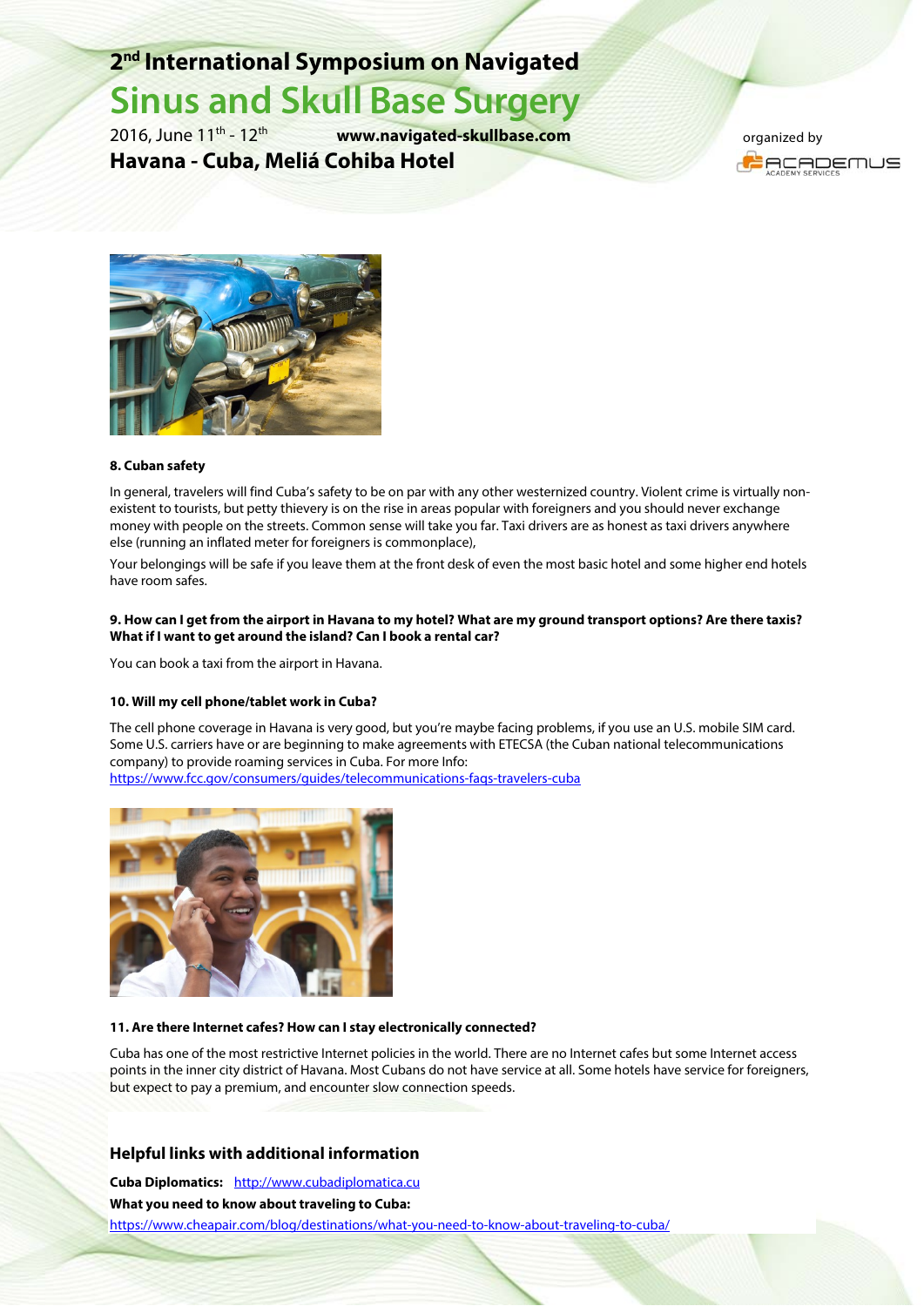### 8. Cuban safety

In general, travelers will find Cuba's safety to be on par with any other westernized country. Violent crime is virtually non-existent to tourists, but petty thievery is on the rise in areas popular with foreigners and you should never exchange money with people on the streets. Common sense will take you far. Taxi drivers are as honest as taxi drivers anywhere else (running an inflated meter for foreigners is commonplace),

Your belongings will be safe if you leave them at the front desk of even the most basic hotel and some higher end hotels have room safes.

### 9. How can I get from the airport in Havana to my hotel? What are my ground transport options? Are there taxis? What if I want to get around the island? Can I book a rental car?

You can book a taxi from the airport in Havana.

### 10. Will my cell phone/tablet work in Cuba?

The cell phone coverage in Havana is very good, but you're maybe facing problems, if you use an U.S. mobile SIM card. Some U.S. carriers have or are beginning to make agreements with ETECSA (the Cuban national telecommunications company) to provide roaming services in Cuba. For more Info:
https://www.fcc.gov/consumers/guides/telecommunications-faqs-travelers-cuba

### 11. Are there Internet cafes? How can I stay electronically connected?

Cuba has one of the most restrictive Internet policies in the world. There are no Internet cafes but some Internet access points in the inner city district of Havana. Most Cubans do not have service at all. Some hotels have service for foreigners, but expect to pay a premium, and encounter slow connection speeds.

## Helpful links with additional information

**Cuba Diplomatics:** http://www.cubadiplomatica.cu

**What you need to know about traveling to Cuba:**
https://www.cheapair.com/blog/destinations/what-you-need-to-know-about-traveling-to-cuba/